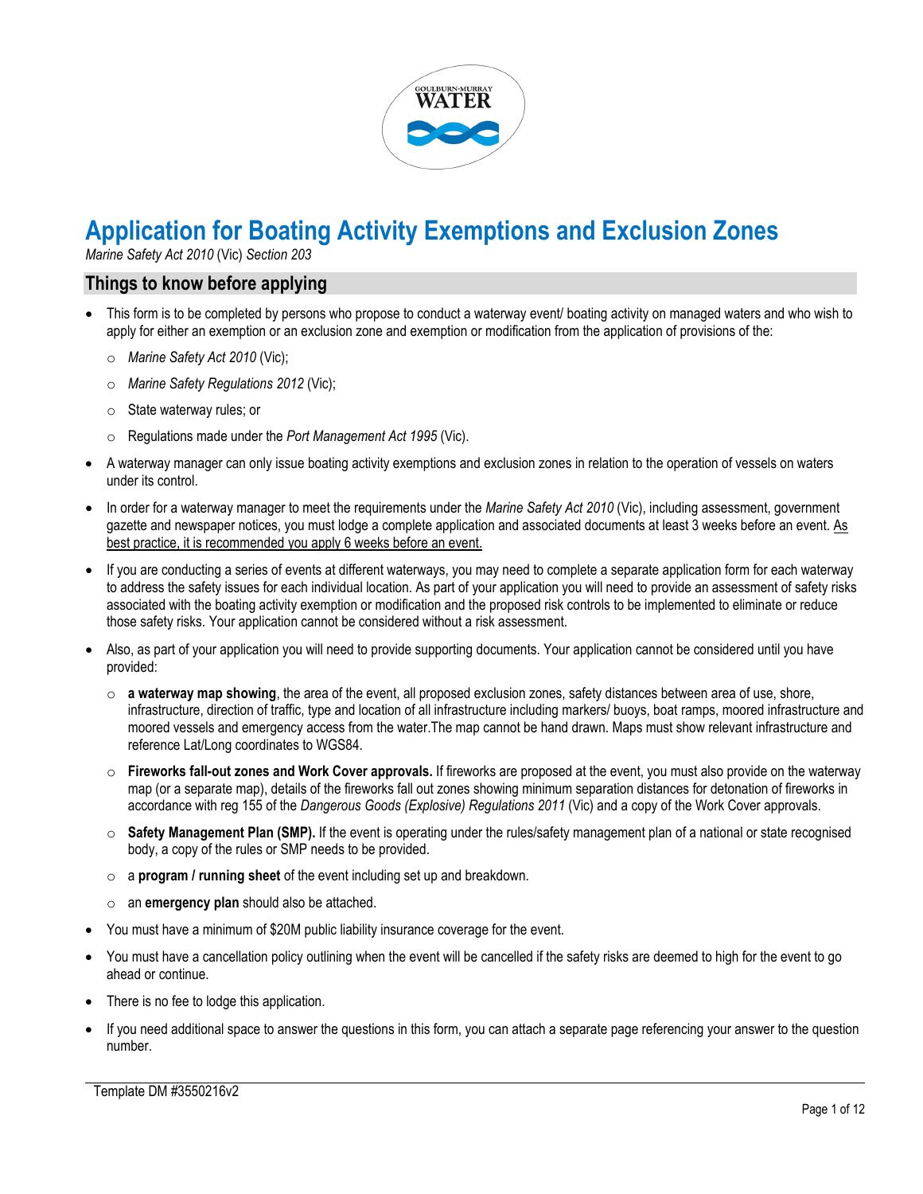# Application for Boating Activity Exemptions and Exclusion Zones

*Marine Safety Act 2010* (Vic) *Section 203*

## Things to know before applying

- This form is to be completed by persons who propose to conduct a waterway event/ boating activity on managed waters and who wish to apply for either an exemption or an exclusion zone and exemption or modification from the application of provisions of the:
  - *Marine Safety Act 2010* (Vic);
  - *Marine Safety Regulations 2012* (Vic);
  - State waterway rules; or
  - Regulations made under the *Port Management Act 1995* (Vic).
- A waterway manager can only issue boating activity exemptions and exclusion zones in relation to the operation of vessels on waters under its control.
- In order for a waterway manager to meet the requirements under the *Marine Safety Act 2010* (Vic), including assessment, government gazette and newspaper notices, you must lodge a complete application and associated documents at least 3 weeks before an event. <u>As best practice, it is recommended you apply 6 weeks before an event.</u>
- If you are conducting a series of events at different waterways, you may need to complete a separate application form for each waterway to address the safety issues for each individual location. As part of your application you will need to provide an assessment of safety risks associated with the boating activity exemption or modification and the proposed risk controls to be implemented to eliminate or reduce those safety risks. Your application cannot be considered without a risk assessment.
- Also, as part of your application you will need to provide supporting documents. Your application cannot be considered until you have provided:
  - **a waterway map showing**, the area of the event, all proposed exclusion zones, safety distances between area of use, shore, infrastructure, direction of traffic, type and location of all infrastructure including markers/ buoys, boat ramps, moored infrastructure and moored vessels and emergency access from the water.The map cannot be hand drawn. Maps must show relevant infrastructure and reference Lat/Long coordinates to WGS84.
  - **Fireworks fall-out zones and Work Cover approvals.** If fireworks are proposed at the event, you must also provide on the waterway map (or a separate map), details of the fireworks fall out zones showing minimum separation distances for detonation of fireworks in accordance with reg 155 of the *Dangerous Goods (Explosive) Regulations 2011* (Vic) and a copy of the Work Cover approvals.
  - **Safety Management Plan (SMP).** If the event is operating under the rules/safety management plan of a national or state recognised body, a copy of the rules or SMP needs to be provided.
  - a **program / running sheet** of the event including set up and breakdown.
  - an **emergency plan** should also be attached.
- You must have a minimum of $20M public liability insurance coverage for the event.
- You must have a cancellation policy outlining when the event will be cancelled if the safety risks are deemed to high for the event to go ahead or continue.
- There is no fee to lodge this application.
- If you need additional space to answer the questions in this form, you can attach a separate page referencing your answer to the question number.

Template DM #3550216v2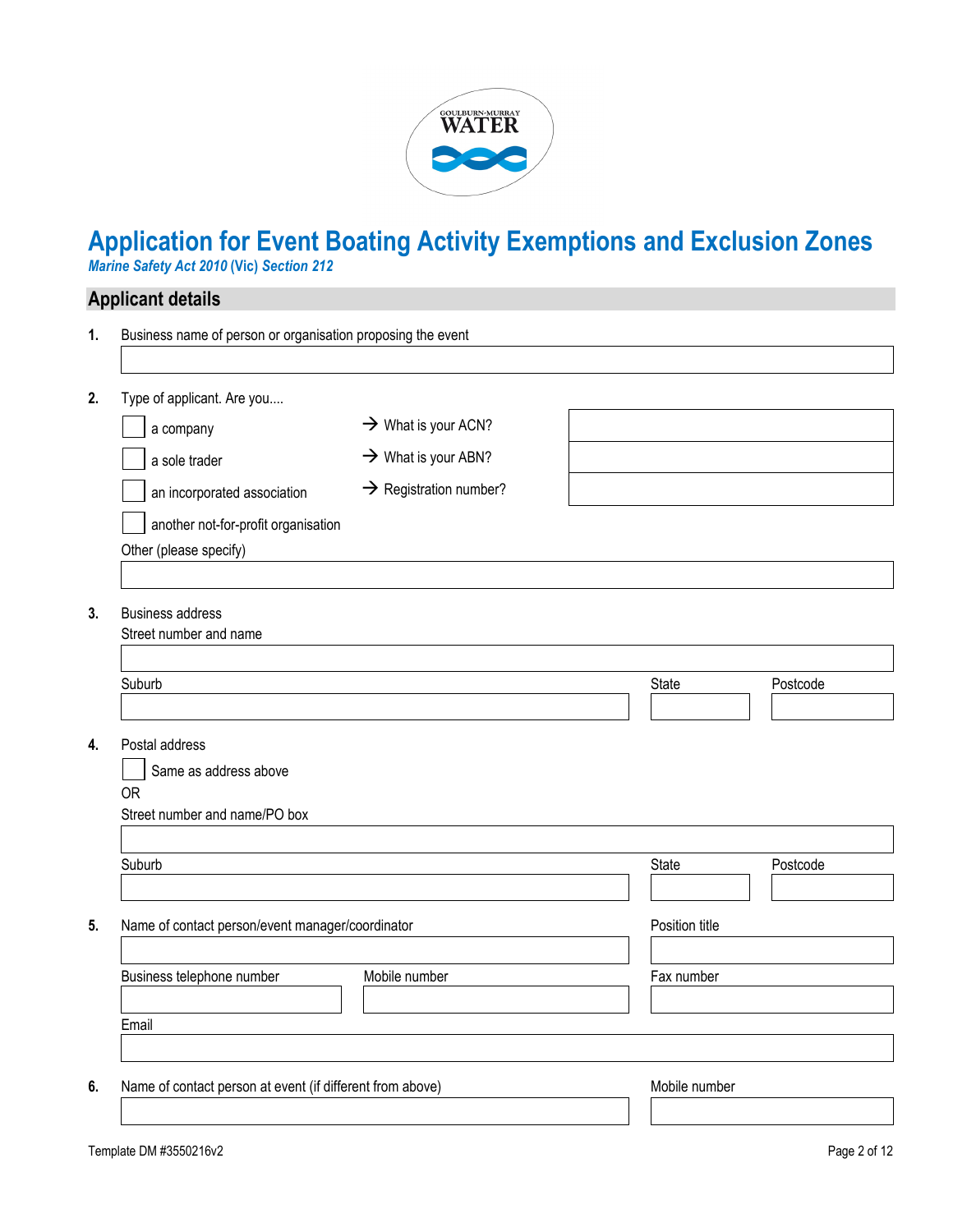# Application for Event Boating Activity Exemptions and Exclusion Zones

***Marine Safety Act 2010* (Vic) *Section 212***

## Applicant details

**1.** Business name of person or organisation proposing the event

**2.** Type of applicant. Are you....

- ☐ a company → What is your ACN?
- ☐ a sole trader → What is your ABN?
- ☐ an incorporated association → Registration number?
- ☐ another not-for-profit organisation

Other (please specify)

**3.** Business address

Street number and name

| Suburb | State | Postcode |
|---|---|---|
| | | |

**4.** Postal address

☐ Same as address above

OR

Street number and name/PO box

| Suburb | State | Postcode |
|---|---|---|
| | | |

**5.** Name of contact person/event manager/coordinator | Position title

| Business telephone number | Mobile number | Fax number |
|---|---|---|
| | | |

Email

**6.** Name of contact person at event (if different from above) | Mobile number

Template DM #3550216v2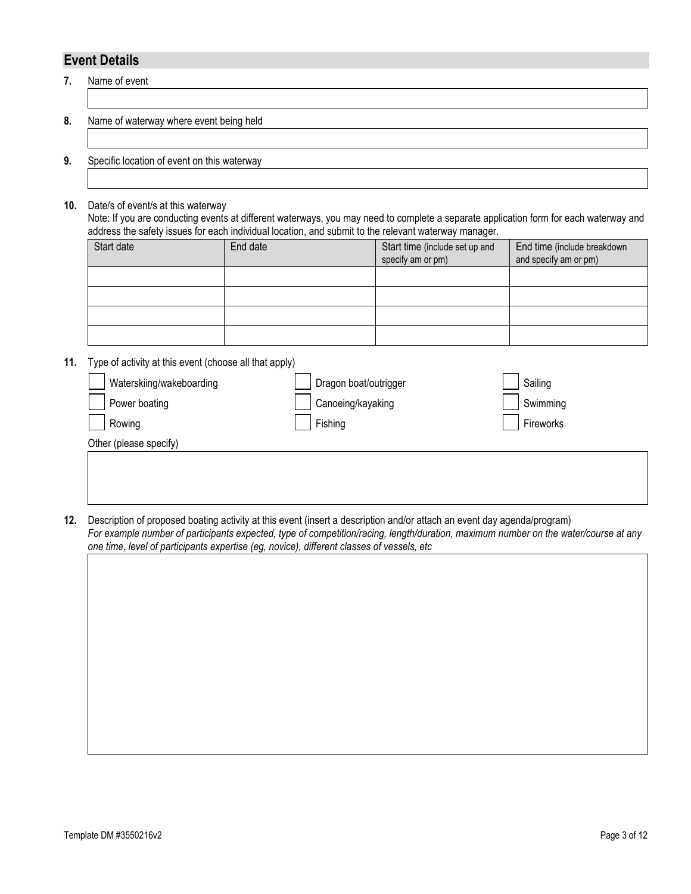## Event Details

**7.** Name of event

**8.** Name of waterway where event being held

**9.** Specific location of event on this waterway

**10.** Date/s of event/s at this waterway

Note: If you are conducting events at different waterways, you may need to complete a separate application form for each waterway and address the safety issues for each individual location, and submit to the relevant waterway manager.

| Start date | End date | Start time (include set up and specify am or pm) | End time (include breakdown and specify am or pm) |
|---|---|---|---|
| | | | |
| | | | |
| | | | |
| | | | |

**11.** Type of activity at this event (choose all that apply)

- [ ] Waterskiing/wakeboarding
- [ ] Dragon boat/outrigger
- [ ] Sailing
- [ ] Power boating
- [ ] Canoeing/kayaking
- [ ] Swimming
- [ ] Rowing
- [ ] Fishing
- [ ] Fireworks

Other (please specify)

**12.** Description of proposed boating activity at this event (insert a description and/or attach an event day agenda/program)

*For example number of participants expected, type of competition/racing, length/duration, maximum number on the water/course at any one time, level of participants expertise (eg, novice), different classes of vessels, etc*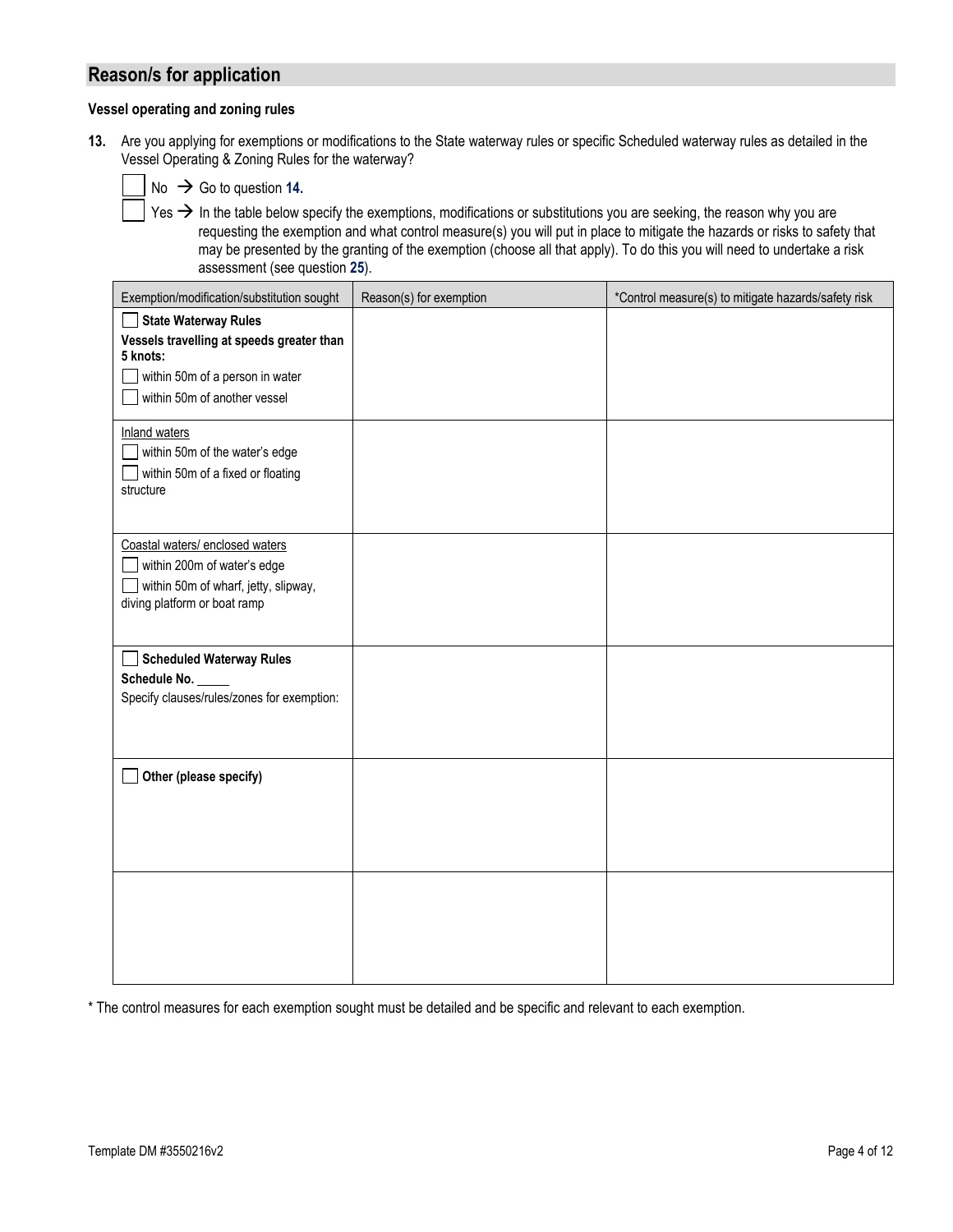## Reason/s for application

**Vessel operating and zoning rules**

**13.** Are you applying for exemptions or modifications to the State waterway rules or specific Scheduled waterway rules as detailed in the Vessel Operating & Zoning Rules for the waterway?

☐ No → Go to question **14.**

☐ Yes → In the table below specify the exemptions, modifications or substitutions you are seeking, the reason why you are requesting the exemption and what control measure(s) you will put in place to mitigate the hazards or risks to safety that may be presented by the granting of the exemption (choose all that apply). To do this you will need to undertake a risk assessment (see question **25**).

| Exemption/modification/substitution sought | Reason(s) for exemption | *Control measure(s) to mitigate hazards/safety risk |
|---|---|---|
| ☐ **State Waterway Rules**<br>**Vessels travelling at speeds greater than 5 knots:**<br>☐ within 50m of a person in water<br>☐ within 50m of another vessel | | |
| Inland waters<br>☐ within 50m of the water's edge<br>☐ within 50m of a fixed or floating structure | | |
| Coastal waters/ enclosed waters<br>☐ within 200m of water's edge<br>☐ within 50m of wharf, jetty, slipway, diving platform or boat ramp | | |
| ☐ **Scheduled Waterway Rules**<br>**Schedule No.** _____<br>Specify clauses/rules/zones for exemption: | | |
| ☐ **Other (please specify)** | | |
| | | |

\* The control measures for each exemption sought must be detailed and be specific and relevant to each exemption.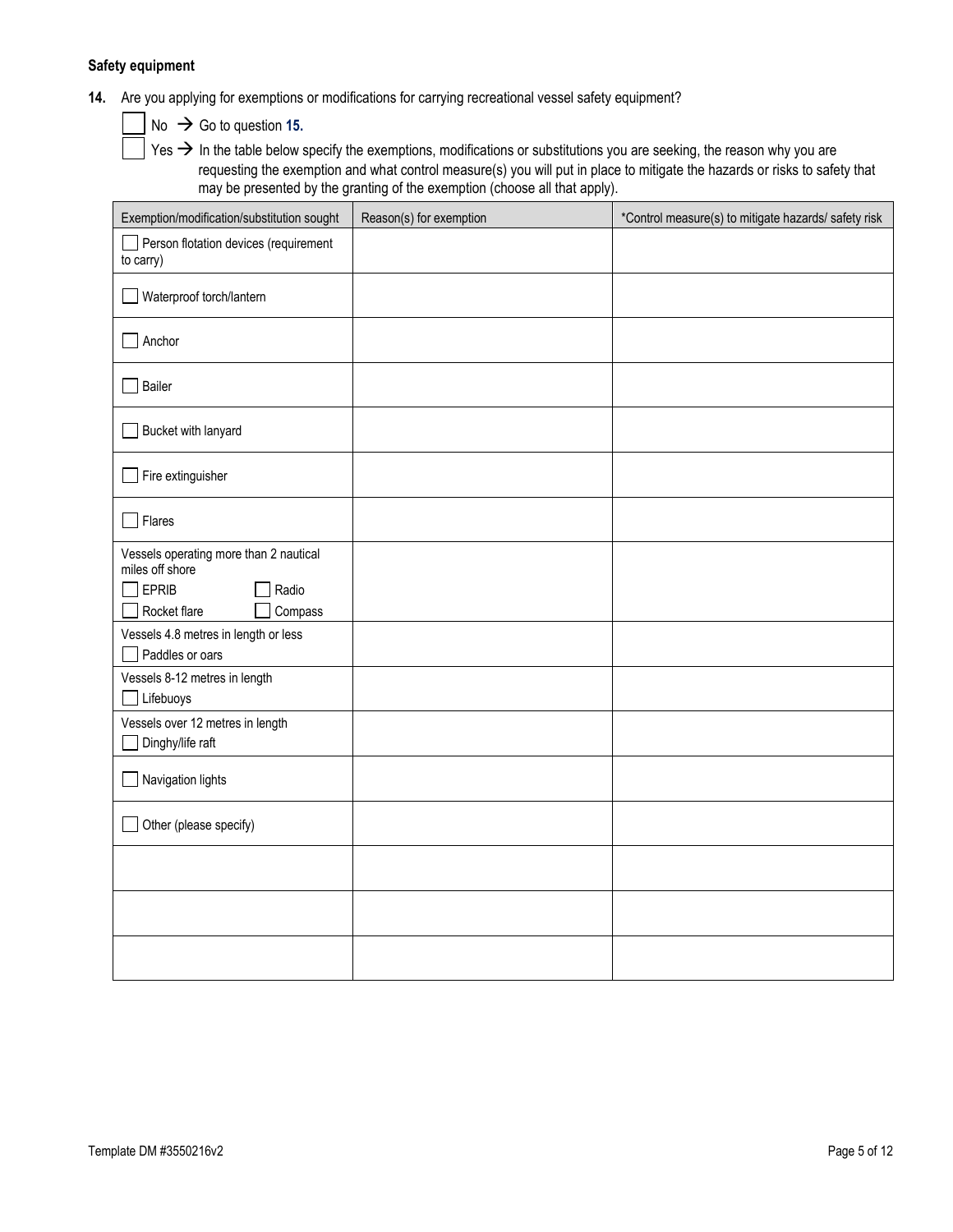**Safety equipment**

**14.** Are you applying for exemptions or modifications for carrying recreational vessel safety equipment?

☐ No → Go to question **15.**

☐ Yes → In the table below specify the exemptions, modifications or substitutions you are seeking, the reason why you are requesting the exemption and what control measure(s) you will put in place to mitigate the hazards or risks to safety that may be presented by the granting of the exemption (choose all that apply).

| Exemption/modification/substitution sought | Reason(s) for exemption | *Control measure(s) to mitigate hazards/ safety risk |
|---|---|---|
| ☐ Person flotation devices (requirement to carry) | | |
| ☐ Waterproof torch/lantern | | |
| ☐ Anchor | | |
| ☐ Bailer | | |
| ☐ Bucket with lanyard | | |
| ☐ Fire extinguisher | | |
| ☐ Flares | | |
| Vessels operating more than 2 nautical miles off shore<br>☐ EPRIB ☐ Radio<br>☐ Rocket flare ☐ Compass | | |
| Vessels 4.8 metres in length or less<br>☐ Paddles or oars | | |
| Vessels 8-12 metres in length<br>☐ Lifebuoys | | |
| Vessels over 12 metres in length<br>☐ Dinghy/life raft | | |
| ☐ Navigation lights | | |
| ☐ Other (please specify) | | |
| | | |
| | | |
| | | |

Template DM #3550216v2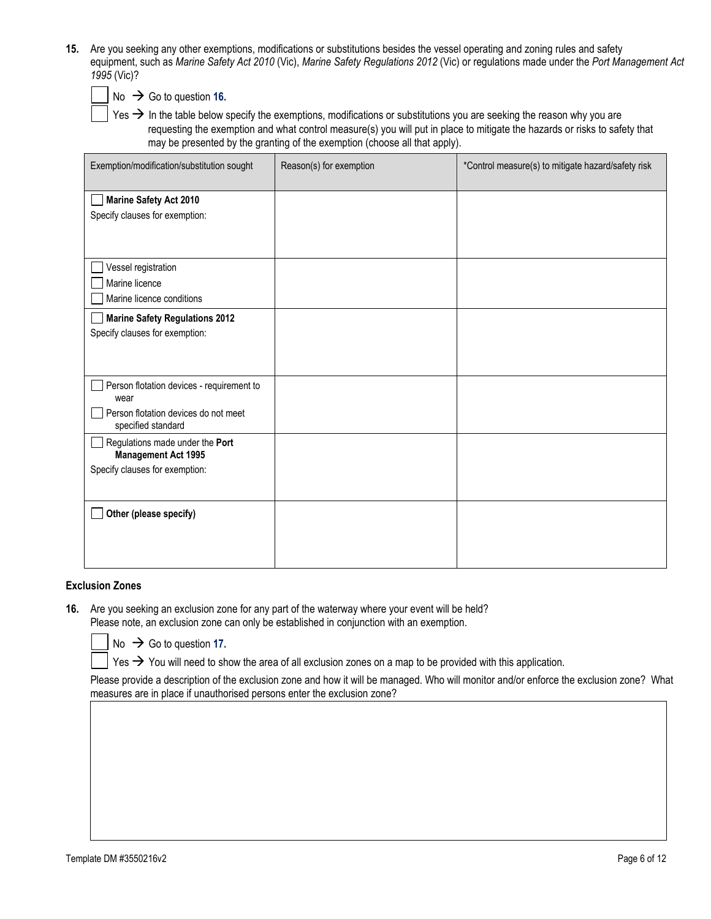**15.** Are you seeking any other exemptions, modifications or substitutions besides the vessel operating and zoning rules and safety equipment, such as *Marine Safety Act 2010* (Vic), *Marine Safety Regulations 2012* (Vic) or regulations made under the *Port Management Act 1995* (Vic)?

☐ No → Go to question **16.**

☐ Yes → In the table below specify the exemptions, modifications or substitutions you are seeking the reason why you are requesting the exemption and what control measure(s) you will put in place to mitigate the hazards or risks to safety that may be presented by the granting of the exemption (choose all that apply).

| Exemption/modification/substitution sought | Reason(s) for exemption | *Control measure(s) to mitigate hazard/safety risk |
|---|---|---|
| ☐ **Marine Safety Act 2010**<br>Specify clauses for exemption: | | |
| ☐ Vessel registration<br>☐ Marine licence<br>☐ Marine licence conditions | | |
| ☐ **Marine Safety Regulations 2012**<br>Specify clauses for exemption: | | |
| ☐ Person flotation devices - requirement to wear<br>☐ Person flotation devices do not meet specified standard | | |
| ☐ Regulations made under the **Port Management Act 1995**<br>Specify clauses for exemption: | | |
| ☐ **Other (please specify)** | | |

### Exclusion Zones

**16.** Are you seeking an exclusion zone for any part of the waterway where your event will be held?
Please note, an exclusion zone can only be established in conjunction with an exemption.

☐ No → Go to question **17.**

☐ Yes → You will need to show the area of all exclusion zones on a map to be provided with this application.

Please provide a description of the exclusion zone and how it will be managed. Who will monitor and/or enforce the exclusion zone? What measures are in place if unauthorised persons enter the exclusion zone?

Template DM #3550216v2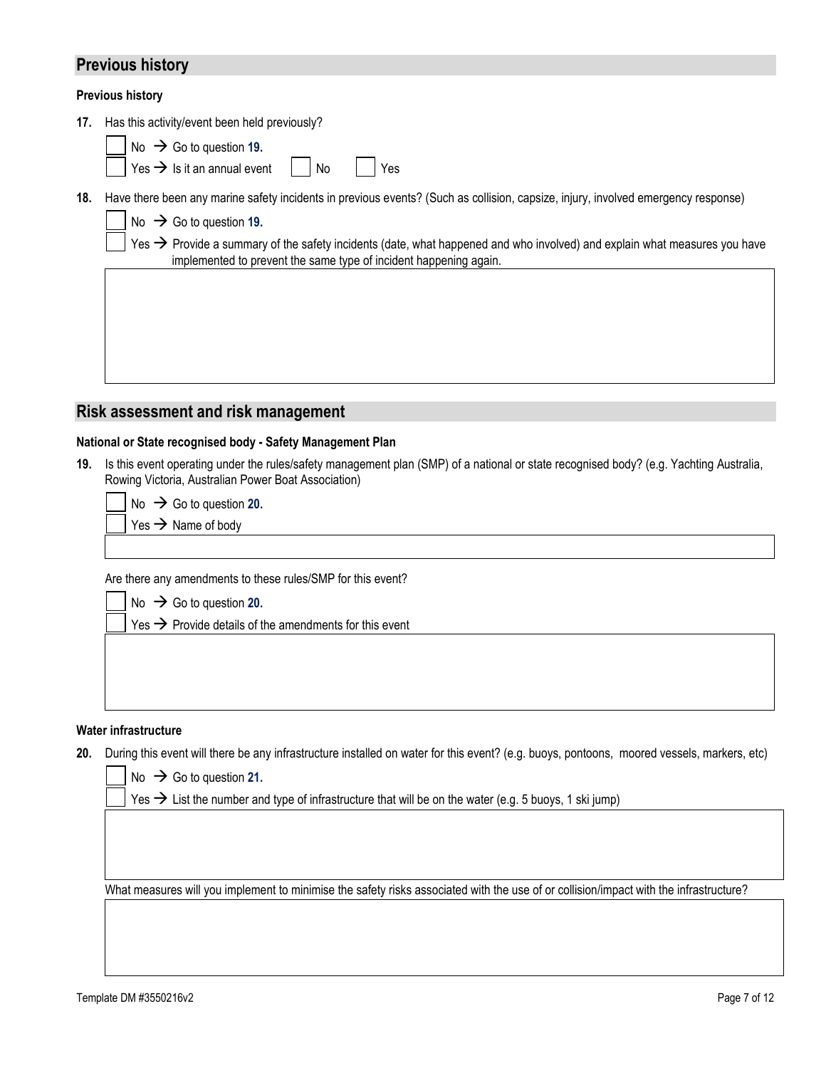## Previous history

**Previous history**

**17.** Has this activity/event been held previously?

☐ No → Go to question **19.**

☐ Yes → Is it an annual event ☐ No ☐ Yes

**18.** Have there been any marine safety incidents in previous events? (Such as collision, capsize, injury, involved emergency response)

☐ No → Go to question **19.**

☐ Yes → Provide a summary of the safety incidents (date, what happened and who involved) and explain what measures you have implemented to prevent the same type of incident happening again.

## Risk assessment and risk management

**National or State recognised body - Safety Management Plan**

**19.** Is this event operating under the rules/safety management plan (SMP) of a national or state recognised body? (e.g. Yachting Australia, Rowing Victoria, Australian Power Boat Association)

☐ No → Go to question **20.**

☐ Yes → Name of body

Are there any amendments to these rules/SMP for this event?

☐ No → Go to question **20.**

☐ Yes → Provide details of the amendments for this event

**Water infrastructure**

**20.** During this event will there be any infrastructure installed on water for this event? (e.g. buoys, pontoons, moored vessels, markers, etc)

☐ No → Go to question **21.**

☐ Yes → List the number and type of infrastructure that will be on the water (e.g. 5 buoys, 1 ski jump)

What measures will you implement to minimise the safety risks associated with the use of or collision/impact with the infrastructure?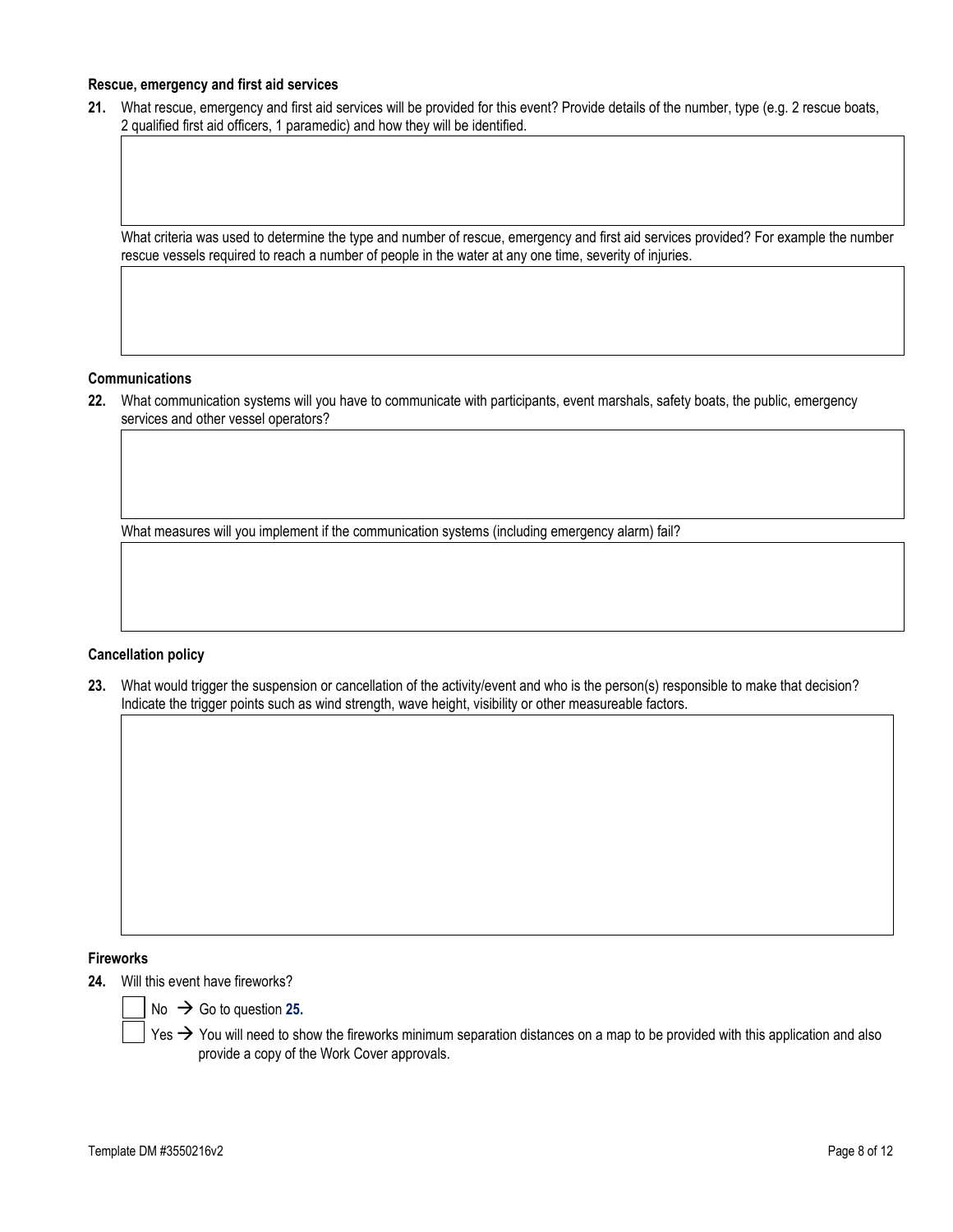**Rescue, emergency and first aid services**

**21.** What rescue, emergency and first aid services will be provided for this event? Provide details of the number, type (e.g. 2 rescue boats, 2 qualified first aid officers, 1 paramedic) and how they will be identified.

What criteria was used to determine the type and number of rescue, emergency and first aid services provided? For example the number rescue vessels required to reach a number of people in the water at any one time, severity of injuries.

**Communications**

**22.** What communication systems will you have to communicate with participants, event marshals, safety boats, the public, emergency services and other vessel operators?

What measures will you implement if the communication systems (including emergency alarm) fail?

**Cancellation policy**

**23.** What would trigger the suspension or cancellation of the activity/event and who is the person(s) responsible to make that decision? Indicate the trigger points such as wind strength, wave height, visibility or other measureable factors.

**Fireworks**

**24.** Will this event have fireworks?

- ☐ No → Go to question **25.**
- ☐ Yes → You will need to show the fireworks minimum separation distances on a map to be provided with this application and also provide a copy of the Work Cover approvals.

Template DM #3550216v2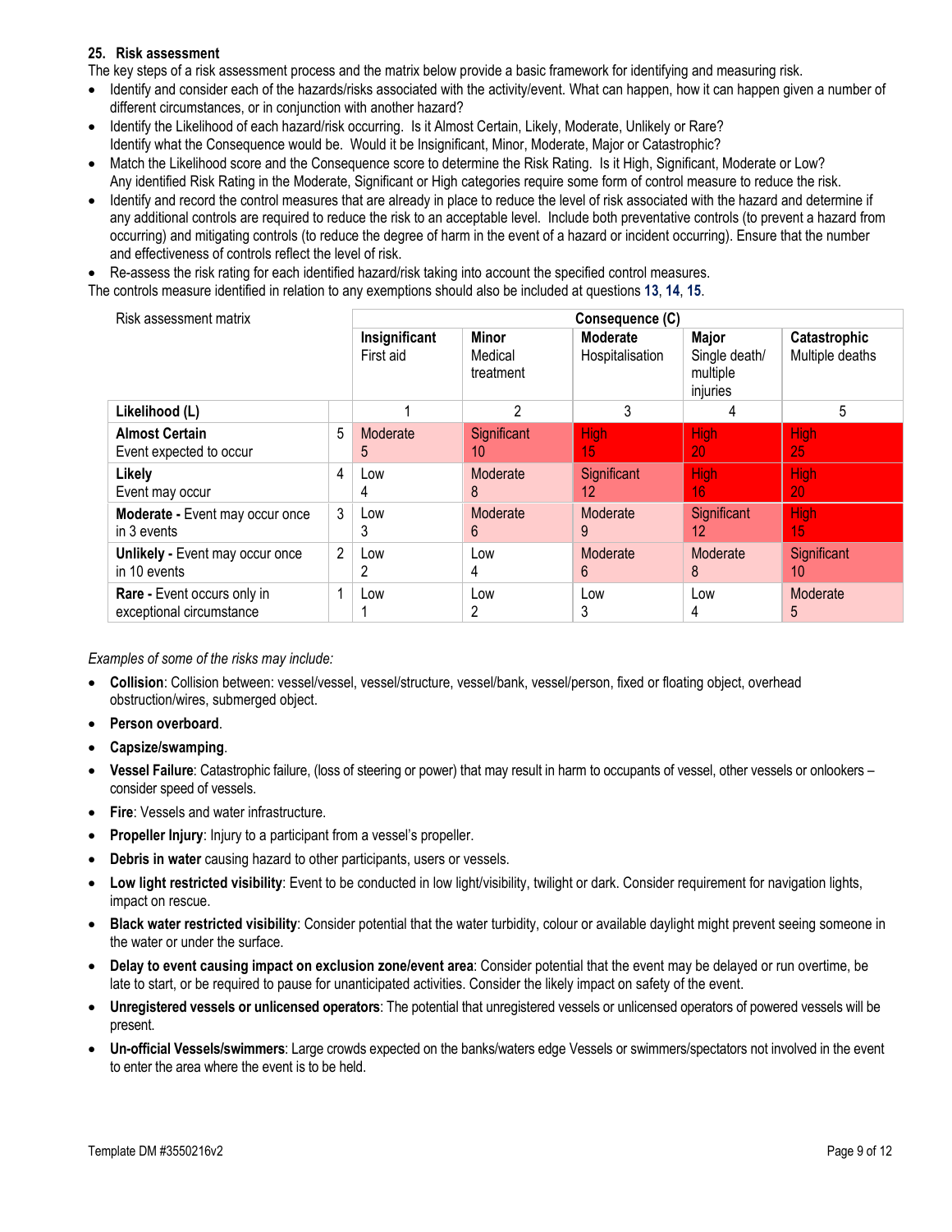### 25. Risk assessment

The key steps of a risk assessment process and the matrix below provide a basic framework for identifying and measuring risk.

- Identify and consider each of the hazards/risks associated with the activity/event. What can happen, how it can happen given a number of different circumstances, or in conjunction with another hazard?
- Identify the Likelihood of each hazard/risk occurring. Is it Almost Certain, Likely, Moderate, Unlikely or Rare? Identify what the Consequence would be. Would it be Insignificant, Minor, Moderate, Major or Catastrophic?
- Match the Likelihood score and the Consequence score to determine the Risk Rating. Is it High, Significant, Moderate or Low? Any identified Risk Rating in the Moderate, Significant or High categories require some form of control measure to reduce the risk.
- Identify and record the control measures that are already in place to reduce the level of risk associated with the hazard and determine if any additional controls are required to reduce the risk to an acceptable level. Include both preventative controls (to prevent a hazard from occurring) and mitigating controls (to reduce the degree of harm in the event of a hazard or incident occurring). Ensure that the number and effectiveness of controls reflect the level of risk.
- Re-assess the risk rating for each identified hazard/risk taking into account the specified control measures.

The controls measure identified in relation to any exemptions should also be included at questions **13**, **14**, **15**.

| Risk assessment matrix | | Consequence (C) | | | | |
|---|---|---|---|---|---|---|
| | | **Insignificant** First aid | **Minor** Medical treatment | **Moderate** Hospitalisation | **Major** Single death/ multiple injuries | **Catastrophic** Multiple deaths |
| **Likelihood (L)** | | 1 | 2 | 3 | 4 | 5 |
| **Almost Certain** Event expected to occur | 5 | Moderate 5 | Significant 10 | High 15 | High 20 | High 25 |
| **Likely** Event may occur | 4 | Low 4 | Moderate 8 | Significant 12 | High 16 | High 20 |
| **Moderate -** Event may occur once in 3 events | 3 | Low 3 | Moderate 6 | Moderate 9 | Significant 12 | High 15 |
| **Unlikely -** Event may occur once in 10 events | 2 | Low 2 | Low 4 | Moderate 6 | Moderate 8 | Significant 10 |
| **Rare -** Event occurs only in exceptional circumstance | 1 | Low 1 | Low 2 | Low 3 | Low 4 | Moderate 5 |

*Examples of some of the risks may include:*

- **Collision**: Collision between: vessel/vessel, vessel/structure, vessel/bank, vessel/person, fixed or floating object, overhead obstruction/wires, submerged object.
- **Person overboard**.
- **Capsize/swamping**.
- **Vessel Failure**: Catastrophic failure, (loss of steering or power) that may result in harm to occupants of vessel, other vessels or onlookers – consider speed of vessels.
- **Fire**: Vessels and water infrastructure.
- **Propeller Injury**: Injury to a participant from a vessel's propeller.
- **Debris in water** causing hazard to other participants, users or vessels.
- **Low light restricted visibility**: Event to be conducted in low light/visibility, twilight or dark. Consider requirement for navigation lights, impact on rescue.
- **Black water restricted visibility**: Consider potential that the water turbidity, colour or available daylight might prevent seeing someone in the water or under the surface.
- **Delay to event causing impact on exclusion zone/event area**: Consider potential that the event may be delayed or run overtime, be late to start, or be required to pause for unanticipated activities. Consider the likely impact on safety of the event.
- **Unregistered vessels or unlicensed operators**: The potential that unregistered vessels or unlicensed operators of powered vessels will be present.
- **Un-official Vessels/swimmers**: Large crowds expected on the banks/waters edge Vessels or swimmers/spectators not involved in the event to enter the area where the event is to be held.

Template DM #3550216v2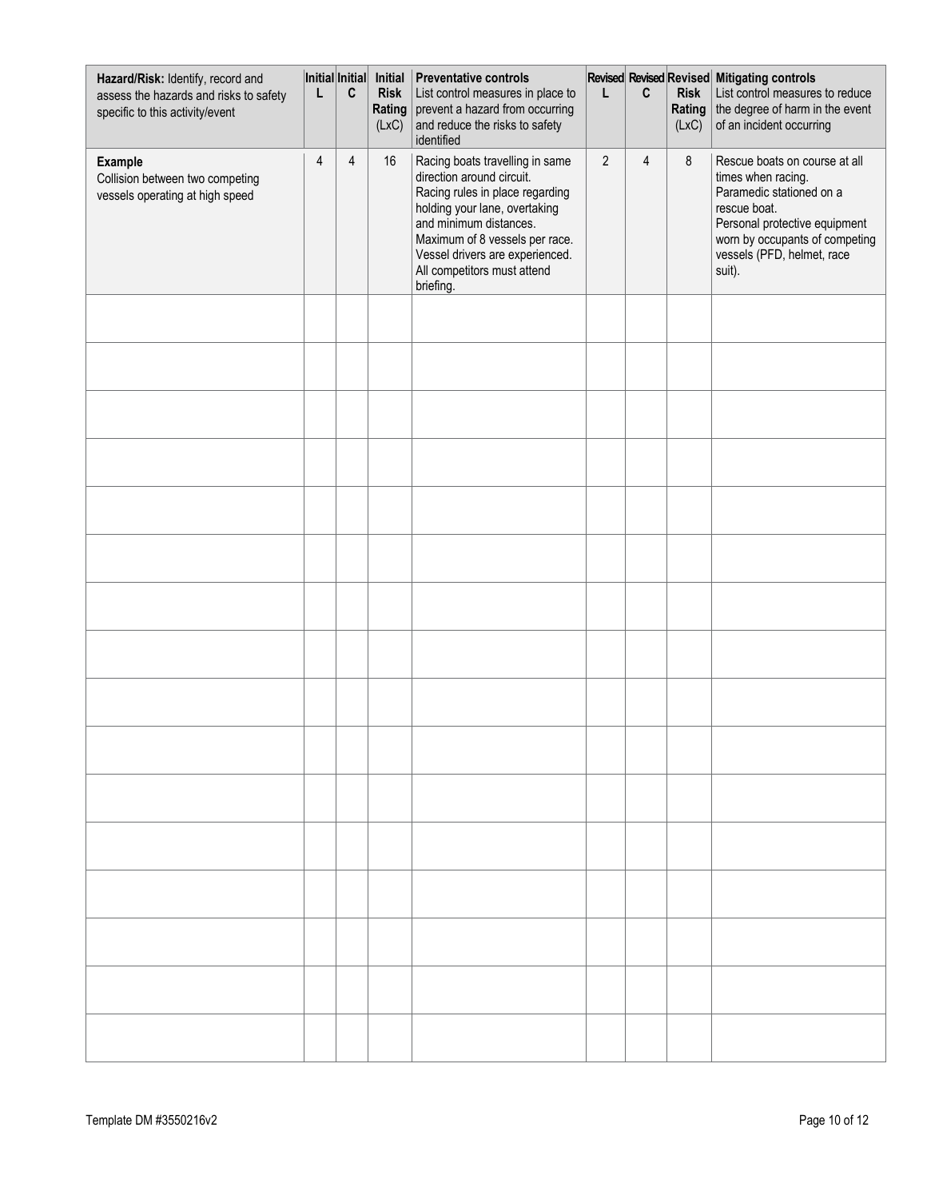| **Hazard/Risk:** Identify, record and assess the hazards and risks to safety specific to this activity/event | **Initial L** | **Initial C** | **Initial Risk Rating** (LxC) | **Preventative controls** List control measures in place to prevent a hazard from occurring and reduce the risks to safety identified | **Revised L** | **Revised C** | **Revised Risk Rating** (LxC) | **Mitigating controls** List control measures to reduce the degree of harm in the event of an incident occurring |
|---|---|---|---|---|---|---|---|---|
| **Example** Collision between two competing vessels operating at high speed | 4 | 4 | 16 | Racing boats travelling in same direction around circuit. Racing rules in place regarding holding your lane, overtaking and minimum distances. Maximum of 8 vessels per race. Vessel drivers are experienced. All competitors must attend briefing. | 2 | 4 | 8 | Rescue boats on course at all times when racing. Paramedic stationed on a rescue boat. Personal protective equipment worn by occupants of competing vessels (PFD, helmet, race suit). |
| | | | | | | | | |
| | | | | | | | | |
| | | | | | | | | |
| | | | | | | | | |
| | | | | | | | | |
| | | | | | | | | |
| | | | | | | | | |
| | | | | | | | | |
| | | | | | | | | |
| | | | | | | | | |
| | | | | | | | | |
| | | | | | | | | |
| | | | | | | | | |
| | | | | | | | | |
| | | | | | | | | |
| | | | | | | | | |

Template DM #3550216v2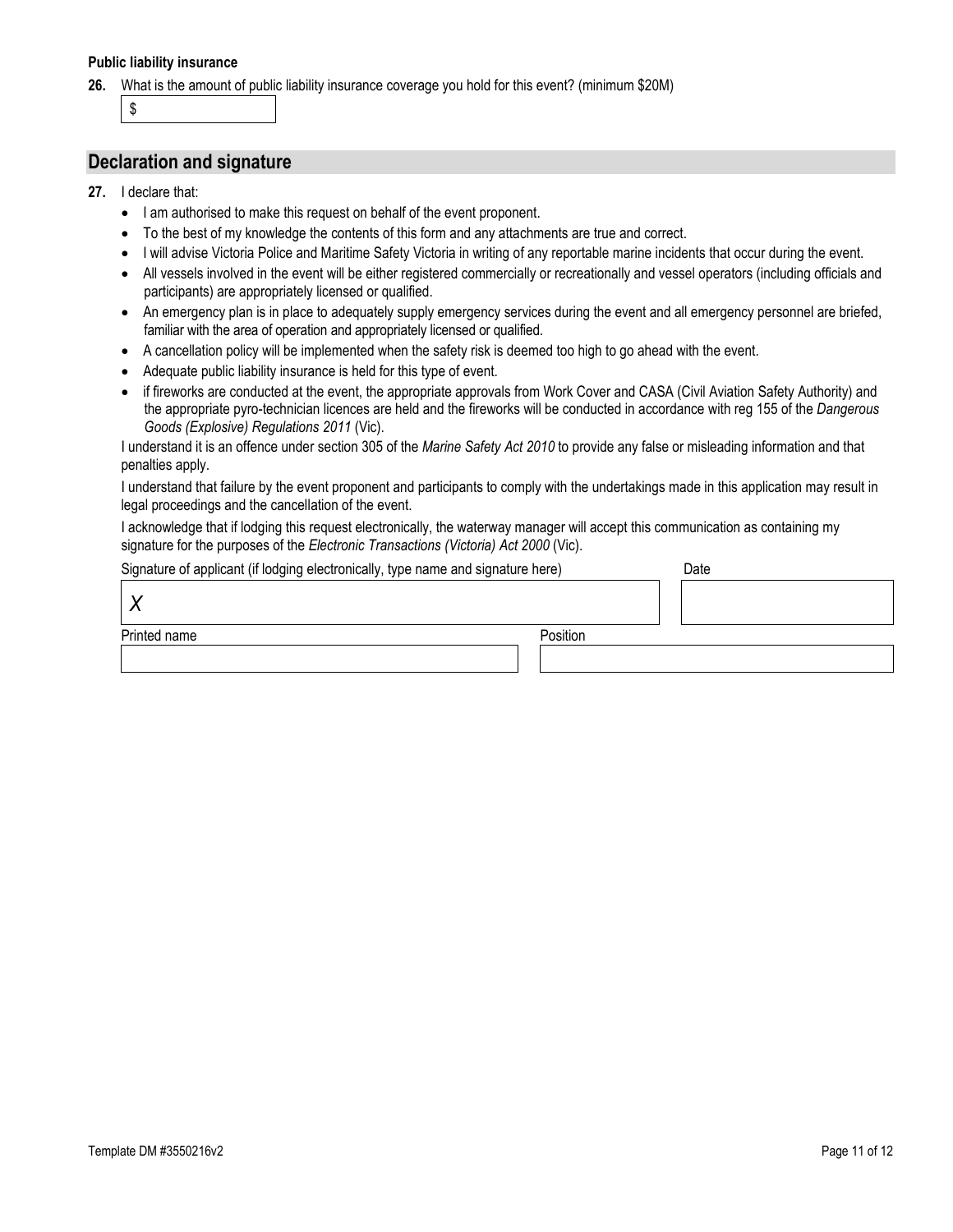**Public liability insurance**

**26.** What is the amount of public liability insurance coverage you hold for this event? (minimum $20M)

$

## Declaration and signature

**27.** I declare that:

- I am authorised to make this request on behalf of the event proponent.
- To the best of my knowledge the contents of this form and any attachments are true and correct.
- I will advise Victoria Police and Maritime Safety Victoria in writing of any reportable marine incidents that occur during the event.
- All vessels involved in the event will be either registered commercially or recreationally and vessel operators (including officials and participants) are appropriately licensed or qualified.
- An emergency plan is in place to adequately supply emergency services during the event and all emergency personnel are briefed, familiar with the area of operation and appropriately licensed or qualified.
- A cancellation policy will be implemented when the safety risk is deemed too high to go ahead with the event.
- Adequate public liability insurance is held for this type of event.
- if fireworks are conducted at the event, the appropriate approvals from Work Cover and CASA (Civil Aviation Safety Authority) and the appropriate pyro-technician licences are held and the fireworks will be conducted in accordance with reg 155 of the *Dangerous Goods (Explosive) Regulations 2011* (Vic).

I understand it is an offence under section 305 of the *Marine Safety Act 2010* to provide any false or misleading information and that penalties apply.

I understand that failure by the event proponent and participants to comply with the undertakings made in this application may result in legal proceedings and the cancellation of the event.

I acknowledge that if lodging this request electronically, the waterway manager will accept this communication as containing my signature for the purposes of the *Electronic Transactions (Victoria) Act 2000* (Vic).

| Signature of applicant (if lodging electronically, type name and signature here) | Date |
| --- | --- |
| *X* | |

| Printed name | Position |
| --- | --- |
| | |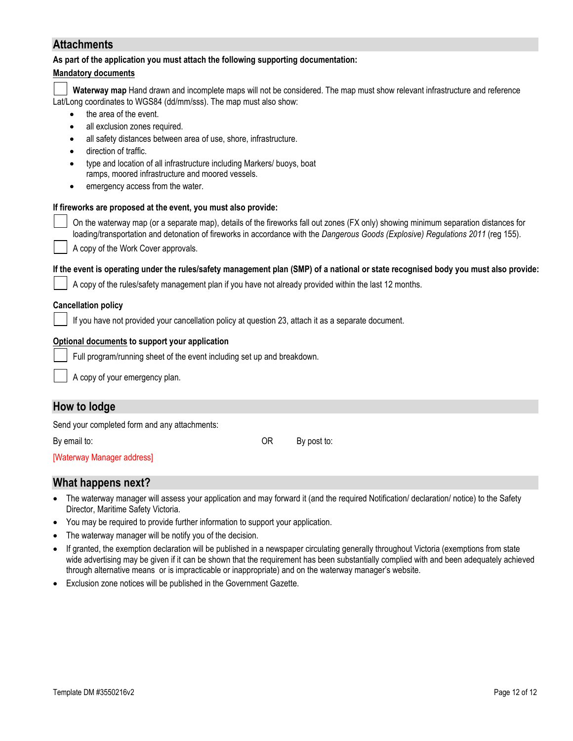## Attachments

**As part of the application you must attach the following supporting documentation:**

**Mandatory documents**

- [ ] **Waterway map** Hand drawn and incomplete maps will not be considered. The map must show relevant infrastructure and reference Lat/Long coordinates to WGS84 (dd/mm/sss). The map must also show:
  - the area of the event.
  - all exclusion zones required.
  - all safety distances between area of use, shore, infrastructure.
  - direction of traffic.
  - type and location of all infrastructure including Markers/ buoys, boat ramps, moored infrastructure and moored vessels.
  - emergency access from the water.

**If fireworks are proposed at the event, you must also provide:**

- [ ] On the waterway map (or a separate map), details of the fireworks fall out zones (FX only) showing minimum separation distances for loading/transportation and detonation of fireworks in accordance with the *Dangerous Goods (Explosive) Regulations 2011* (reg 155).
- [ ] A copy of the Work Cover approvals.

**If the event is operating under the rules/safety management plan (SMP) of a national or state recognised body you must also provide:**

- [ ] A copy of the rules/safety management plan if you have not already provided within the last 12 months.

**Cancellation policy**

- [ ] If you have not provided your cancellation policy at question 23, attach it as a separate document.

**Optional documents to support your application**

- [ ] Full program/running sheet of the event including set up and breakdown.
- [ ] A copy of your emergency plan.

## How to lodge

Send your completed form and any attachments:

By email to: OR By post to:

[Waterway Manager address]

## What happens next?

- The waterway manager will assess your application and may forward it (and the required Notification/ declaration/ notice) to the Safety Director, Maritime Safety Victoria.
- You may be required to provide further information to support your application.
- The waterway manager will be notify you of the decision.
- If granted, the exemption declaration will be published in a newspaper circulating generally throughout Victoria (exemptions from state wide advertising may be given if it can be shown that the requirement has been substantially complied with and been adequately achieved through alternative means or is impracticable or inappropriate) and on the waterway manager's website.
- Exclusion zone notices will be published in the Government Gazette.

Template DM #3550216v2